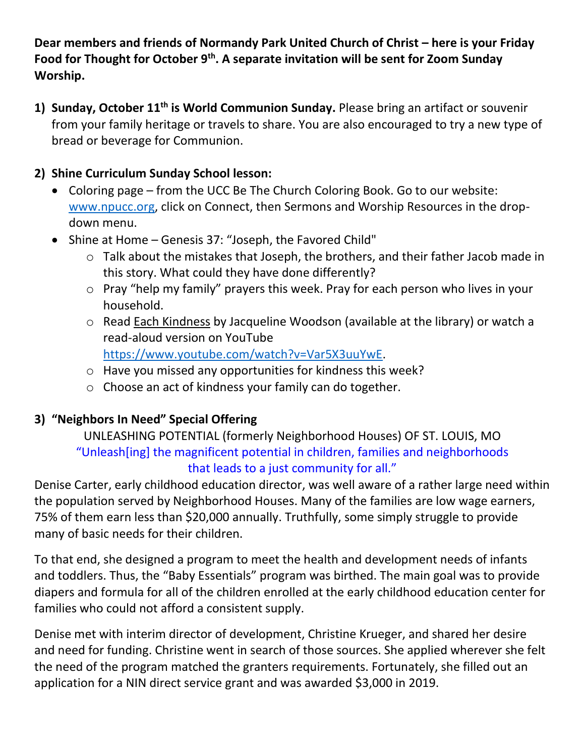**Dear members and friends of Normandy Park United Church of Christ – here is your Friday Food for Thought for October 9th. A separate invitation will be sent for Zoom Sunday Worship.**

1) **Sunday, October 11th is World Communion Sunday.** Please bring an artifact or souvenir from your family heritage or travels to share. You are also encouraged to try a new type of bread or beverage for Communion.

2) **Shine Curriculum Sunday School lesson:**
   - Coloring page – from the UCC Be The Church Coloring Book. Go to our website: www.npucc.org, click on Connect, then Sermons and Worship Resources in the drop-down menu.
   - Shine at Home – Genesis 37: "Joseph, the Favored Child"
     - Talk about the mistakes that Joseph, the brothers, and their father Jacob made in this story. What could they have done differently?
     - Pray "help my family" prayers this week. Pray for each person who lives in your household.
     - Read Each Kindness by Jacqueline Woodson (available at the library) or watch a read-aloud version on YouTube https://www.youtube.com/watch?v=Var5X3uuYwE.
     - Have you missed any opportunities for kindness this week?
     - Choose an act of kindness your family can do together.

3) **"Neighbors In Need" Special Offering**

UNLEASHING POTENTIAL (formerly Neighborhood Houses) OF ST. LOUIS, MO

"Unleash[ing] the magnificent potential in children, families and neighborhoods that leads to a just community for all."

Denise Carter, early childhood education director, was well aware of a rather large need within the population served by Neighborhood Houses. Many of the families are low wage earners, 75% of them earn less than $20,000 annually. Truthfully, some simply struggle to provide many of basic needs for their children.

To that end, she designed a program to meet the health and development needs of infants and toddlers. Thus, the "Baby Essentials" program was birthed. The main goal was to provide diapers and formula for all of the children enrolled at the early childhood education center for families who could not afford a consistent supply.

Denise met with interim director of development, Christine Krueger, and shared her desire and need for funding. Christine went in search of those sources. She applied wherever she felt the need of the program matched the granters requirements. Fortunately, she filled out an application for a NIN direct service grant and was awarded $3,000 in 2019.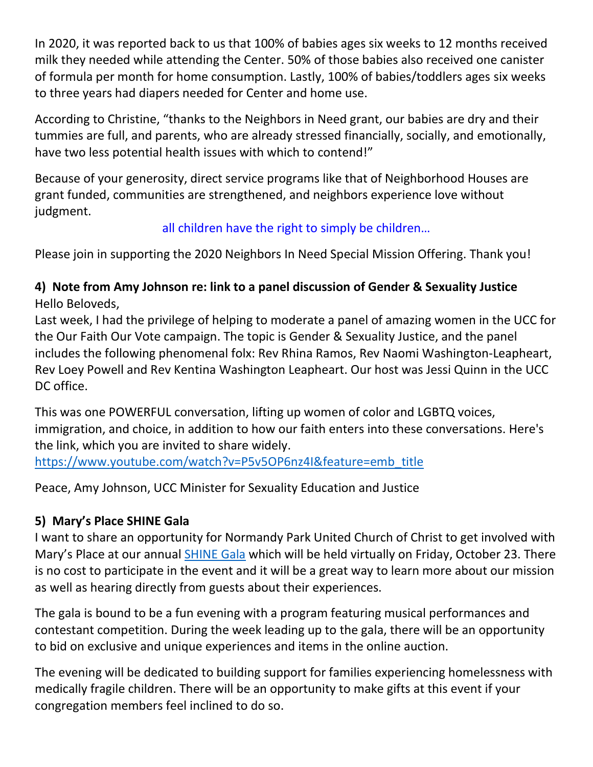In 2020, it was reported back to us that 100% of babies ages six weeks to 12 months received milk they needed while attending the Center. 50% of those babies also received one canister of formula per month for home consumption. Lastly, 100% of babies/toddlers ages six weeks to three years had diapers needed for Center and home use.

According to Christine, "thanks to the Neighbors in Need grant, our babies are dry and their tummies are full, and parents, who are already stressed financially, socially, and emotionally, have two less potential health issues with which to contend!"

Because of your generosity, direct service programs like that of Neighborhood Houses are grant funded, communities are strengthened, and neighbors experience love without judgment.

all children have the right to simply be children…

Please join in supporting the 2020 Neighbors In Need Special Mission Offering. Thank you!

**4) Note from Amy Johnson re: link to a panel discussion of Gender & Sexuality Justice**

Hello Beloveds,

Last week, I had the privilege of helping to moderate a panel of amazing women in the UCC for the Our Faith Our Vote campaign. The topic is Gender & Sexuality Justice, and the panel includes the following phenomenal folx: Rev Rhina Ramos, Rev Naomi Washington-Leapheart, Rev Loey Powell and Rev Kentina Washington Leapheart. Our host was Jessi Quinn in the UCC DC office.

This was one POWERFUL conversation, lifting up women of color and LGBTQ voices, immigration, and choice, in addition to how our faith enters into these conversations. Here's the link, which you are invited to share widely.

https://www.youtube.com/watch?v=P5v5OP6nz4I&feature=emb_title

Peace, Amy Johnson, UCC Minister for Sexuality Education and Justice

**5) Mary's Place SHINE Gala**

I want to share an opportunity for Normandy Park United Church of Christ to get involved with Mary's Place at our annual SHINE Gala which will be held virtually on Friday, October 23. There is no cost to participate in the event and it will be a great way to learn more about our mission as well as hearing directly from guests about their experiences.

The gala is bound to be a fun evening with a program featuring musical performances and contestant competition. During the week leading up to the gala, there will be an opportunity to bid on exclusive and unique experiences and items in the online auction.

The evening will be dedicated to building support for families experiencing homelessness with medically fragile children. There will be an opportunity to make gifts at this event if your congregation members feel inclined to do so.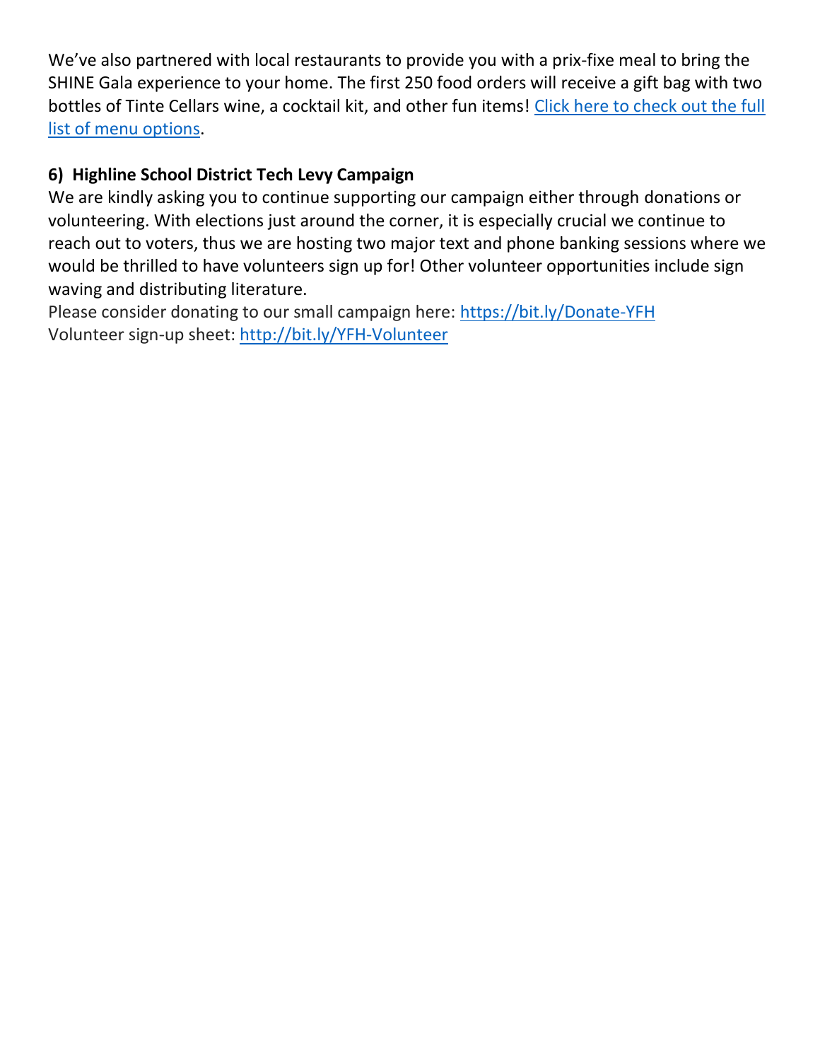We've also partnered with local restaurants to provide you with a prix-fixe meal to bring the SHINE Gala experience to your home. The first 250 food orders will receive a gift bag with two bottles of Tinte Cellars wine, a cocktail kit, and other fun items! Click here to check out the full list of menu options.

**6) Highline School District Tech Levy Campaign**

We are kindly asking you to continue supporting our campaign either through donations or volunteering. With elections just around the corner, it is especially crucial we continue to reach out to voters, thus we are hosting two major text and phone banking sessions where we would be thrilled to have volunteers sign up for! Other volunteer opportunities include sign waving and distributing literature.

Please consider donating to our small campaign here: https://bit.ly/Donate-YFH
Volunteer sign-up sheet: http://bit.ly/YFH-Volunteer